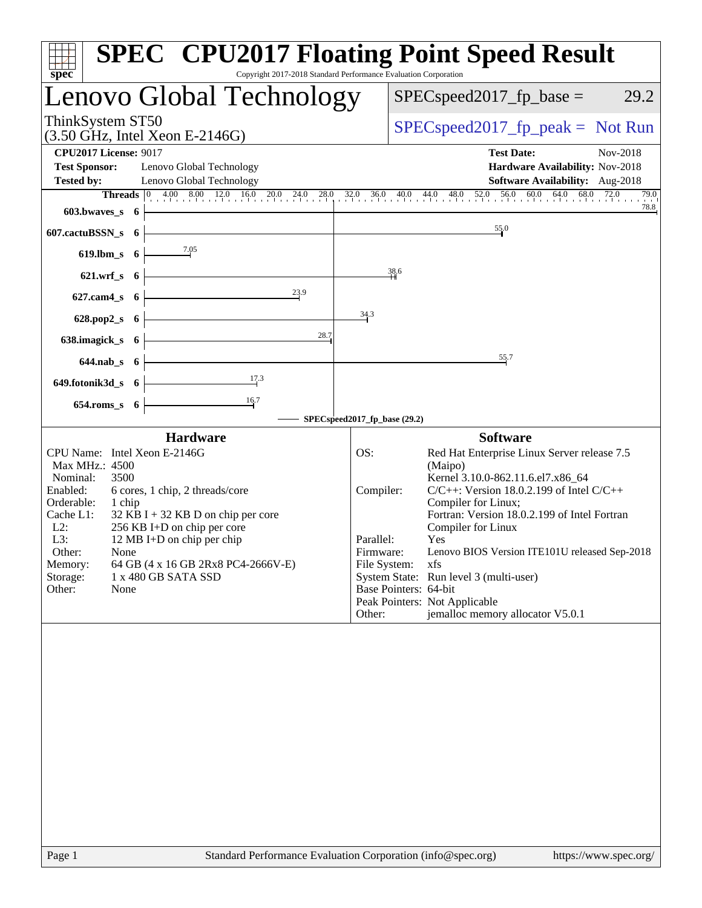# SPEC CPU2017 Floating Point Speed Result

Copyright 2017-2018 Standard Performance Evaluation Corporation

## Lenovo Global Technology

ThinkSystem ST50
(3.50 GHz, Intel Xeon E-2146G)

SPECspeed2017_fp_base = 29.2

SPECspeed2017_fp_peak = Not Run

**CPU2017 License:** 9017
**Test Sponsor:** Lenovo Global Technology
**Tested by:** Lenovo Global Technology

**Test Date:** Nov-2018
**Hardware Availability:** Nov-2018
**Software Availability:** Aug-2018

| Benchmark | Threads | Base Result |
|---|---|---|
| 603.bwaves_s | 6 | 78.8 |
| 607.cactuBSSN_s | 6 | 55.0 |
| 619.lbm_s | 6 | 7.05 |
| 621.wrf_s | 6 | 38.6 |
| 627.cam4_s | 6 | 23.9 |
| 628.pop2_s | 6 | 34.3 |
| 638.imagick_s | 6 | 28.7 |
| 644.nab_s | 6 | 55.7 |
| 649.fotonik3d_s | 6 | 17.3 |
| 654.roms_s | 6 | 16.7 |

SPECspeed2017_fp_base (29.2)

### Hardware

| | |
|---|---|
| CPU Name: | Intel Xeon E-2146G |
| Max MHz.: | 4500 |
| Nominal: | 3500 |
| Enabled: | 6 cores, 1 chip, 2 threads/core |
| Orderable: | 1 chip |
| Cache L1: | 32 KB I + 32 KB D on chip per core |
| L2: | 256 KB I+D on chip per core |
| L3: | 12 MB I+D on chip per chip |
| Other: | None |
| Memory: | 64 GB (4 x 16 GB 2Rx8 PC4-2666V-E) |
| Storage: | 1 x 480 GB SATA SSD |
| Other: | None |

### Software

| | |
|---|---|
| OS: | Red Hat Enterprise Linux Server release 7.5 (Maipo) Kernel 3.10.0-862.11.6.el7.x86_64 |
| Compiler: | C/C++: Version 18.0.2.199 of Intel C/C++ Compiler for Linux; Fortran: Version 18.0.2.199 of Intel Fortran Compiler for Linux |
| Parallel: | Yes |
| Firmware: | Lenovo BIOS Version ITE101U released Sep-2018 |
| File System: | xfs |
| System State: | Run level 3 (multi-user) |
| Base Pointers: | 64-bit |
| Peak Pointers: | Not Applicable |
| Other: | jemalloc memory allocator V5.0.1 |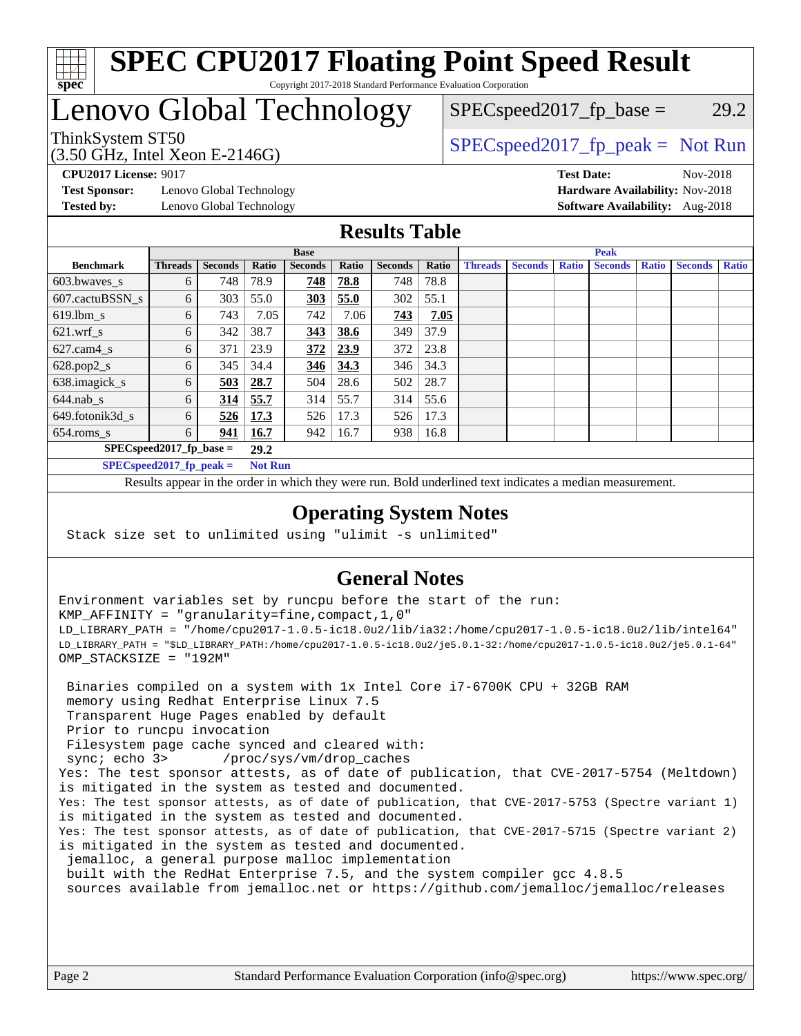# SPEC CPU2017 Floating Point Speed Result

Copyright 2017-2018 Standard Performance Evaluation Corporation

# Lenovo Global Technology

ThinkSystem ST50
(3.50 GHz, Intel Xeon E-2146G)

SPECspeed2017_fp_base = 29.2

SPECspeed2017_fp_peak = Not Run

**CPU2017 License:** 9017
**Test Sponsor:** Lenovo Global Technology
**Tested by:** Lenovo Global Technology

**Test Date:** Nov-2018
**Hardware Availability:** Nov-2018
**Software Availability:** Aug-2018

## Results Table

| | Base | | | | | | | Peak | | | | | | |
|---|---|---|---|---|---|---|---|---|---|---|---|---|---|---|
| **Benchmark** | **Threads** | **Seconds** | **Ratio** | **Seconds** | **Ratio** | **Seconds** | **Ratio** | **Threads** | **Seconds** | **Ratio** | **Seconds** | **Ratio** | **Seconds** | **Ratio** |
| 603.bwaves_s | 6 | 748 | 78.9 | **748** | **78.8** | 748 | 78.8 | | | | | | | |
| 607.cactuBSSN_s | 6 | 303 | 55.0 | **303** | **55.0** | 302 | 55.1 | | | | | | | |
| 619.lbm_s | 6 | 743 | 7.05 | 742 | 7.06 | **743** | **7.05** | | | | | | | |
| 621.wrf_s | 6 | 342 | 38.7 | **343** | **38.6** | 349 | 37.9 | | | | | | | |
| 627.cam4_s | 6 | 371 | 23.9 | **372** | **23.9** | 372 | 23.8 | | | | | | | |
| 628.pop2_s | 6 | 345 | 34.4 | **346** | **34.3** | 346 | 34.3 | | | | | | | |
| 638.imagick_s | 6 | **503** | **28.7** | 504 | 28.6 | 502 | 28.7 | | | | | | | |
| 644.nab_s | 6 | **314** | **55.7** | 314 | 55.7 | 314 | 55.6 | | | | | | | |
| 649.fotonik3d_s | 6 | **526** | **17.3** | 526 | 17.3 | 526 | 17.3 | | | | | | | |
| 654.roms_s | 6 | **941** | **16.7** | 942 | 16.7 | 938 | 16.8 | | | | | | | |

**SPECspeed2017_fp_base = 29.2**

**SPECspeed2017_fp_peak = Not Run**

Results appear in the order in which they were run. Bold underlined text indicates a median measurement.

## Operating System Notes

```
Stack size set to unlimited using "ulimit -s unlimited"
```

## General Notes

```
Environment variables set by runcpu before the start of the run:
KMP_AFFINITY = "granularity=fine,compact,1,0"
LD_LIBRARY_PATH = "/home/cpu2017-1.0.5-ic18.0u2/lib/ia32:/home/cpu2017-1.0.5-ic18.0u2/lib/intel64"
LD_LIBRARY_PATH = "$LD_LIBRARY_PATH:/home/cpu2017-1.0.5-ic18.0u2/je5.0.1-32:/home/cpu2017-1.0.5-ic18.0u2/je5.0.1-64"
OMP_STACKSIZE = "192M"

 Binaries compiled on a system with 1x Intel Core i7-6700K CPU + 32GB RAM
 memory using Redhat Enterprise Linux 7.5
 Transparent Huge Pages enabled by default
 Prior to runcpu invocation
 Filesystem page cache synced and cleared with:
 sync; echo 3>       /proc/sys/vm/drop_caches
Yes: The test sponsor attests, as of date of publication, that CVE-2017-5754 (Meltdown)
is mitigated in the system as tested and documented.
Yes: The test sponsor attests, as of date of publication, that CVE-2017-5753 (Spectre variant 1)
is mitigated in the system as tested and documented.
Yes: The test sponsor attests, as of date of publication, that CVE-2017-5715 (Spectre variant 2)
is mitigated in the system as tested and documented.
 jemalloc, a general purpose malloc implementation
 built with the RedHat Enterprise 7.5, and the system compiler gcc 4.8.5
 sources available from jemalloc.net or https://github.com/jemalloc/jemalloc/releases
```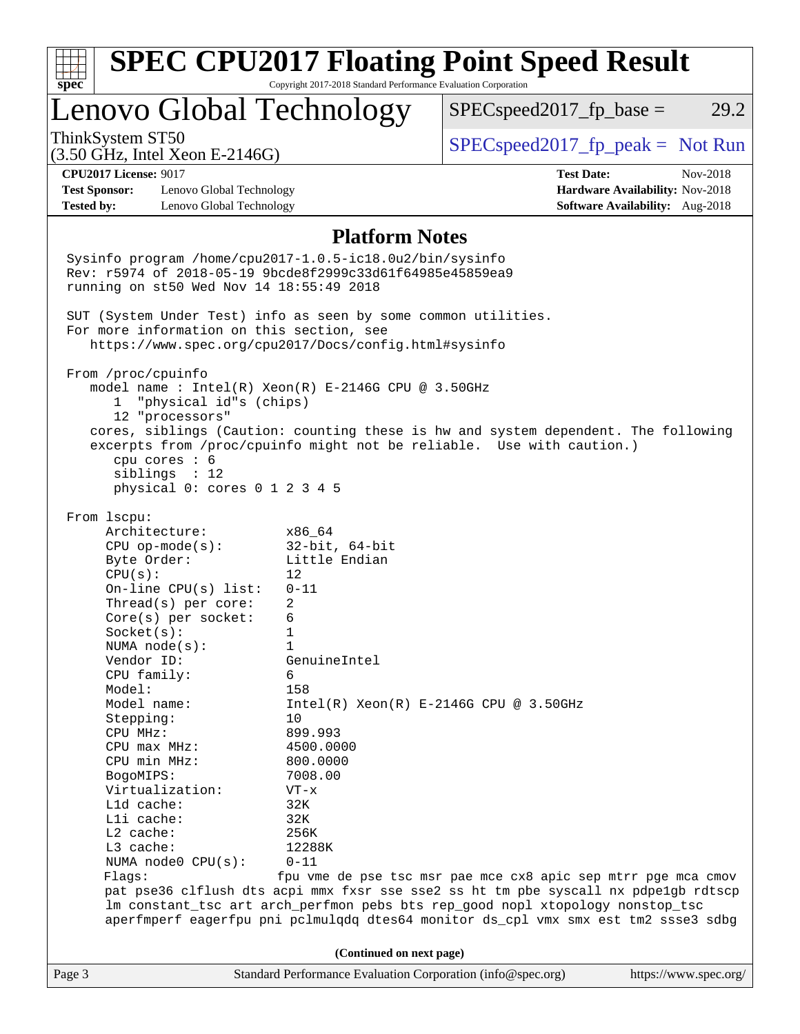# SPEC CPU2017 Floating Point Speed Result

Copyright 2017-2018 Standard Performance Evaluation Corporation

## Lenovo Global Technology

ThinkSystem ST50
(3.50 GHz, Intel Xeon E-2146G)

SPECspeed2017_fp_base = 29.2

SPECspeed2017_fp_peak = Not Run

**CPU2017 License:** 9017
**Test Sponsor:** Lenovo Global Technology
**Tested by:** Lenovo Global Technology

**Test Date:** Nov-2018
**Hardware Availability:** Nov-2018
**Software Availability:** Aug-2018

### Platform Notes

```
Sysinfo program /home/cpu2017-1.0.5-ic18.0u2/bin/sysinfo
Rev: r5974 of 2018-05-19 9bcde8f2999c33d61f64985e45859ea9
running on st50 Wed Nov 14 18:55:49 2018

SUT (System Under Test) info as seen by some common utilities.
For more information on this section, see
   https://www.spec.org/cpu2017/Docs/config.html#sysinfo

From /proc/cpuinfo
   model name : Intel(R) Xeon(R) E-2146G CPU @ 3.50GHz
      1  "physical id"s (chips)
      12 "processors"
   cores, siblings (Caution: counting these is hw and system dependent. The following
   excerpts from /proc/cpuinfo might not be reliable.  Use with caution.)
      cpu cores : 6
      siblings  : 12
      physical 0: cores 0 1 2 3 4 5

From lscpu:
     Architecture:          x86_64
     CPU op-mode(s):        32-bit, 64-bit
     Byte Order:            Little Endian
     CPU(s):                12
     On-line CPU(s) list:   0-11
     Thread(s) per core:    2
     Core(s) per socket:    6
     Socket(s):             1
     NUMA node(s):          1
     Vendor ID:             GenuineIntel
     CPU family:            6
     Model:                 158
     Model name:            Intel(R) Xeon(R) E-2146G CPU @ 3.50GHz
     Stepping:              10
     CPU MHz:               899.993
     CPU max MHz:           4500.0000
     CPU min MHz:           800.0000
     BogoMIPS:              7008.00
     Virtualization:        VT-x
     L1d cache:             32K
     L1i cache:             32K
     L2 cache:              256K
     L3 cache:              12288K
     NUMA node0 CPU(s):     0-11
     Flags:                fpu vme de pse tsc msr pae mce cx8 apic sep mtrr pge mca cmov
     pat pse36 clflush dts acpi mmx fxsr sse sse2 ss ht tm pbe syscall nx pdpe1gb rdtscp
     lm constant_tsc art arch_perfmon pebs bts rep_good nopl xtopology nonstop_tsc
     aperfmperf eagerfpu pni pclmulqdq dtes64 monitor ds_cpl vmx smx est tm2 ssse3 sdbg
```

(Continued on next page)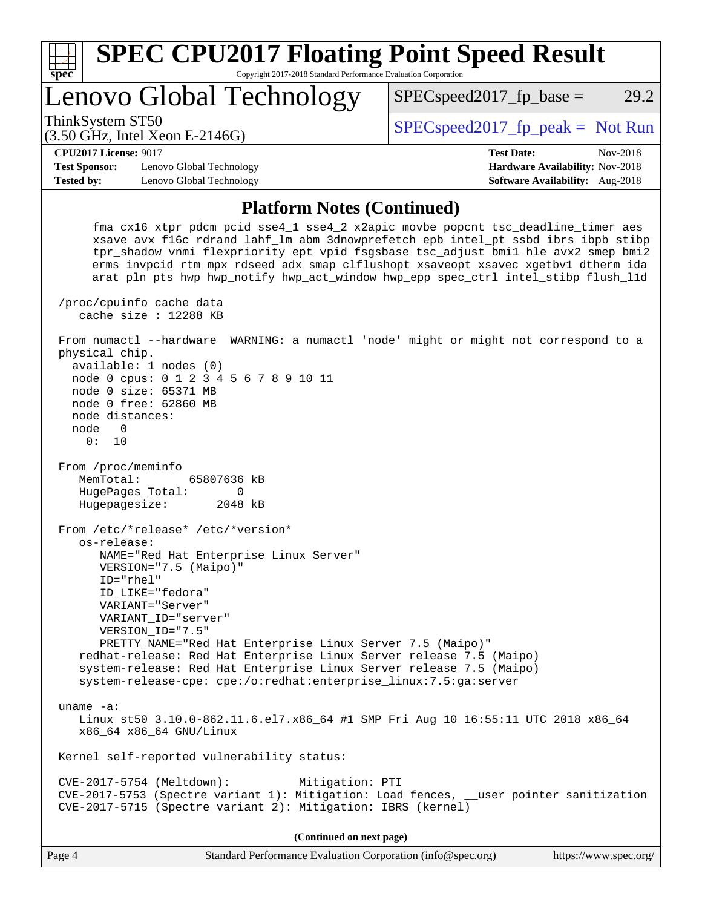# SPEC CPU2017 Floating Point Speed Result

Copyright 2017-2018 Standard Performance Evaluation Corporation

## Lenovo Global Technology

ThinkSystem ST50
(3.50 GHz, Intel Xeon E-2146G)

SPECspeed2017_fp_base = 29.2

SPECspeed2017_fp_peak = Not Run

**CPU2017 License:** 9017
**Test Sponsor:** Lenovo Global Technology
**Tested by:** Lenovo Global Technology

**Test Date:** Nov-2018
**Hardware Availability:** Nov-2018
**Software Availability:** Aug-2018

### Platform Notes (Continued)

```
     fma cx16 xtpr pdcm pcid sse4_1 sse4_2 x2apic movbe popcnt tsc_deadline_timer aes
     xsave avx f16c rdrand lahf_lm abm 3dnowprefetch epb intel_pt ssbd ibrs ibpb stibp
     tpr_shadow vnmi flexpriority ept vpid fsgsbase tsc_adjust bmi1 hle avx2 smep bmi2
     erms invpcid rtm mpx rdseed adx smap clflushopt xsaveopt xsavec xgetbv1 dtherm ida
     arat pln pts hwp hwp_notify hwp_act_window hwp_epp spec_ctrl intel_stibp flush_l1d

 /proc/cpuinfo cache data
    cache size : 12288 KB

 From numactl --hardware  WARNING: a numactl 'node' might or might not correspond to a
 physical chip.
   available: 1 nodes (0)
   node 0 cpus: 0 1 2 3 4 5 6 7 8 9 10 11
   node 0 size: 65371 MB
   node 0 free: 62860 MB
   node distances:
   node   0
     0:  10

 From /proc/meminfo
    MemTotal:       65807636 kB
    HugePages_Total:       0
    Hugepagesize:       2048 kB

 From /etc/*release* /etc/*version*
    os-release:
       NAME="Red Hat Enterprise Linux Server"
       VERSION="7.5 (Maipo)"
       ID="rhel"
       ID_LIKE="fedora"
       VARIANT="Server"
       VARIANT_ID="server"
       VERSION_ID="7.5"
       PRETTY_NAME="Red Hat Enterprise Linux Server 7.5 (Maipo)"
    redhat-release: Red Hat Enterprise Linux Server release 7.5 (Maipo)
    system-release: Red Hat Enterprise Linux Server release 7.5 (Maipo)
    system-release-cpe: cpe:/o:redhat:enterprise_linux:7.5:ga:server

 uname -a:
    Linux st50 3.10.0-862.11.6.el7.x86_64 #1 SMP Fri Aug 10 16:55:11 UTC 2018 x86_64
    x86_64 x86_64 GNU/Linux

 Kernel self-reported vulnerability status:

 CVE-2017-5754 (Meltdown):          Mitigation: PTI
 CVE-2017-5753 (Spectre variant 1): Mitigation: Load fences, __user pointer sanitization
 CVE-2017-5715 (Spectre variant 2): Mitigation: IBRS (kernel)
```

**(Continued on next page)**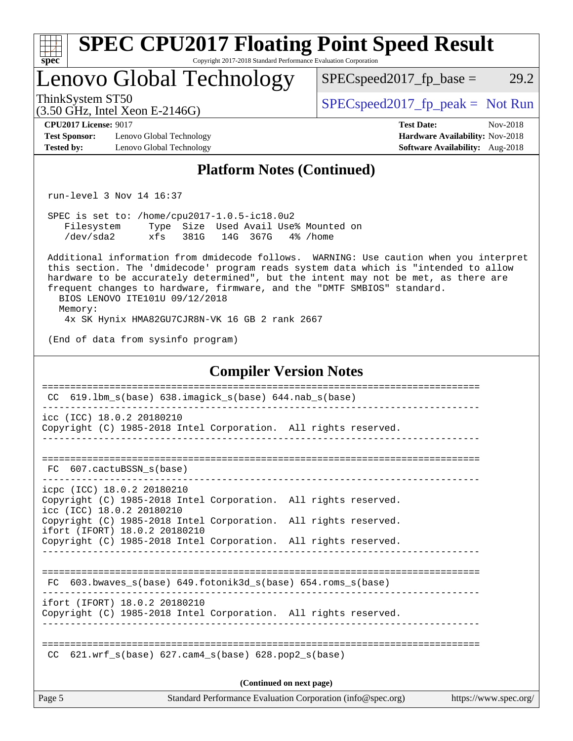## Platform Notes (Continued)

```
run-level 3 Nov 14 16:37

SPEC is set to: /home/cpu2017-1.0.5-ic18.0u2
   Filesystem     Type  Size  Used Avail Use% Mounted on
   /dev/sda2      xfs   381G   14G  367G   4% /home

Additional information from dmidecode follows.  WARNING: Use caution when you interpret
this section. The 'dmidecode' program reads system data which is "intended to allow
hardware to be accurately determined", but the intent may not be met, as there are
frequent changes to hardware, firmware, and the "DMTF SMBIOS" standard.
  BIOS LENOVO ITE101U 09/12/2018
  Memory:
   4x SK Hynix HMA82GU7CJR8N-VK 16 GB 2 rank 2667

(End of data from sysinfo program)
```

## Compiler Version Notes

```
==============================================================================
 CC  619.lbm_s(base) 638.imagick_s(base) 644.nab_s(base)
------------------------------------------------------------------------------
icc (ICC) 18.0.2 20180210
Copyright (C) 1985-2018 Intel Corporation.  All rights reserved.
------------------------------------------------------------------------------

==============================================================================
 FC  607.cactuBSSN_s(base)
------------------------------------------------------------------------------
icpc (ICC) 18.0.2 20180210
Copyright (C) 1985-2018 Intel Corporation.  All rights reserved.
icc (ICC) 18.0.2 20180210
Copyright (C) 1985-2018 Intel Corporation.  All rights reserved.
ifort (IFORT) 18.0.2 20180210
Copyright (C) 1985-2018 Intel Corporation.  All rights reserved.
------------------------------------------------------------------------------

==============================================================================
 FC  603.bwaves_s(base) 649.fotonik3d_s(base) 654.roms_s(base)
------------------------------------------------------------------------------
ifort (IFORT) 18.0.2 20180210
Copyright (C) 1985-2018 Intel Corporation.  All rights reserved.
------------------------------------------------------------------------------

==============================================================================
 CC  621.wrf_s(base) 627.cam4_s(base) 628.pop2_s(base)
```

**(Continued on next page)**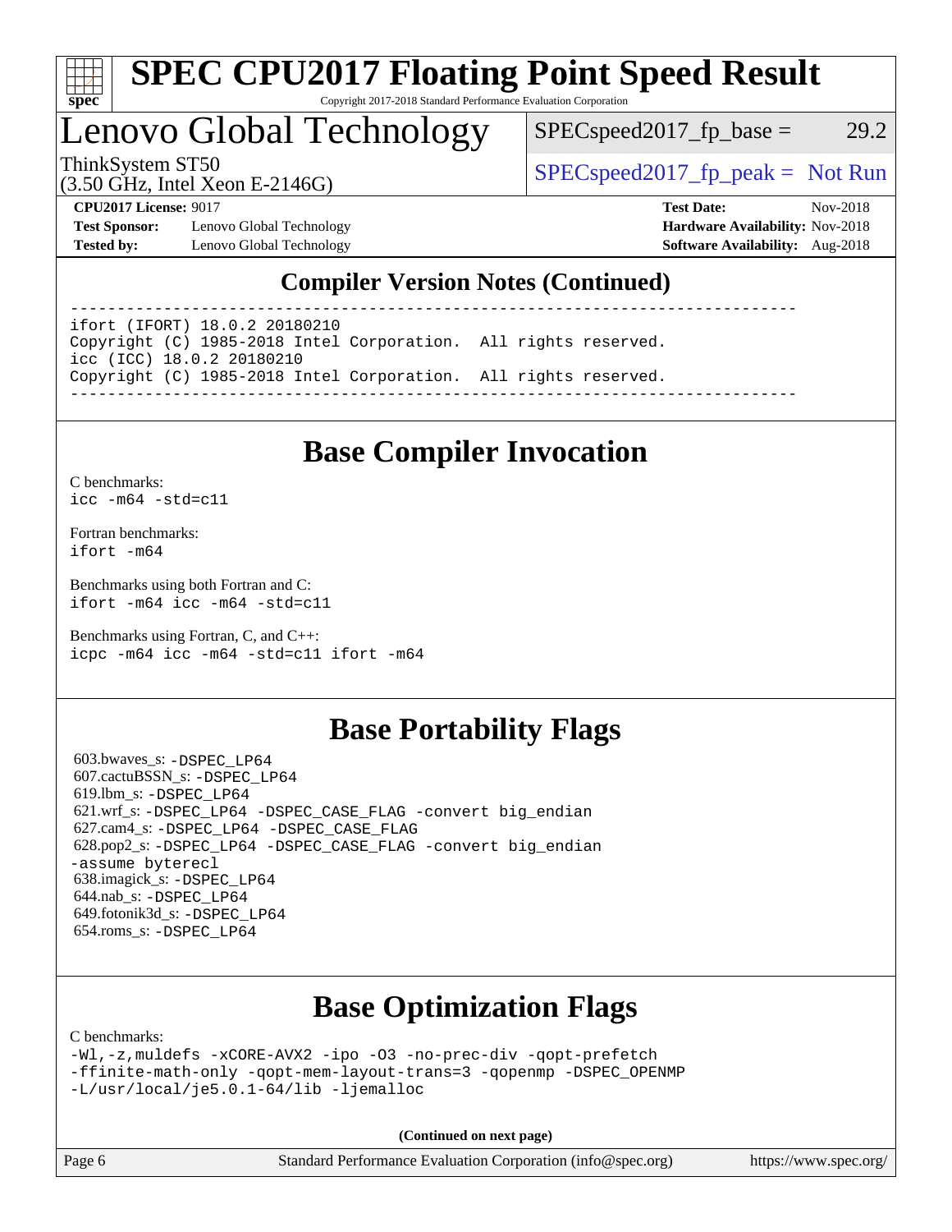## Compiler Version Notes (Continued)

```
------------------------------------------------------------------------------
ifort (IFORT) 18.0.2 20180210
Copyright (C) 1985-2018 Intel Corporation.  All rights reserved.
icc (ICC) 18.0.2 20180210
Copyright (C) 1985-2018 Intel Corporation.  All rights reserved.
------------------------------------------------------------------------------
```

## Base Compiler Invocation

C benchmarks:
`icc -m64 -std=c11`

Fortran benchmarks:
`ifort -m64`

Benchmarks using both Fortran and C:
`ifort -m64 icc -m64 -std=c11`

Benchmarks using Fortran, C, and C++:
`icpc -m64 icc -m64 -std=c11 ifort -m64`

## Base Portability Flags

603.bwaves_s: `-DSPEC_LP64`
607.cactuBSSN_s: `-DSPEC_LP64`
619.lbm_s: `-DSPEC_LP64`
621.wrf_s: `-DSPEC_LP64 -DSPEC_CASE_FLAG -convert big_endian`
627.cam4_s: `-DSPEC_LP64 -DSPEC_CASE_FLAG`
628.pop2_s: `-DSPEC_LP64 -DSPEC_CASE_FLAG -convert big_endian -assume byterecl`
638.imagick_s: `-DSPEC_LP64`
644.nab_s: `-DSPEC_LP64`
649.fotonik3d_s: `-DSPEC_LP64`
654.roms_s: `-DSPEC_LP64`

## Base Optimization Flags

C benchmarks:

```
-Wl,-z,muldefs -xCORE-AVX2 -ipo -O3 -no-prec-div -qopt-prefetch
-ffinite-math-only -qopt-mem-layout-trans=3 -qopenmp -DSPEC_OPENMP
-L/usr/local/je5.0.1-64/lib -ljemalloc
```

**(Continued on next page)**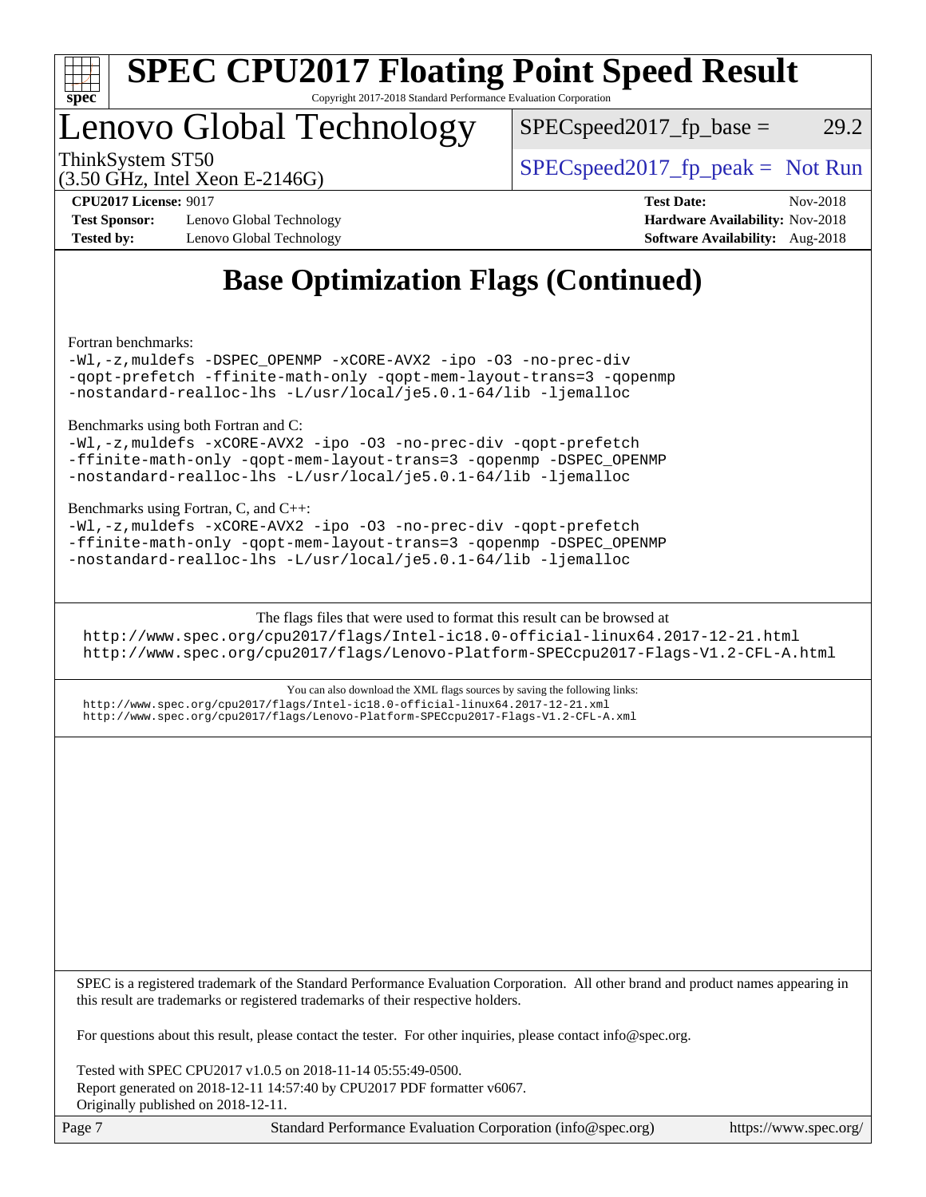# Base Optimization Flags (Continued)

Fortran benchmarks:

```
-Wl,-z,muldefs -DSPEC_OPENMP -xCORE-AVX2 -ipo -O3 -no-prec-div
-qopt-prefetch -ffinite-math-only -qopt-mem-layout-trans=3 -qopenmp
-nostandard-realloc-lhs -L/usr/local/je5.0.1-64/lib -ljemalloc
```

Benchmarks using both Fortran and C:

```
-Wl,-z,muldefs -xCORE-AVX2 -ipo -O3 -no-prec-div -qopt-prefetch
-ffinite-math-only -qopt-mem-layout-trans=3 -qopenmp -DSPEC_OPENMP
-nostandard-realloc-lhs -L/usr/local/je5.0.1-64/lib -ljemalloc
```

Benchmarks using Fortran, C, and C++:

```
-Wl,-z,muldefs -xCORE-AVX2 -ipo -O3 -no-prec-div -qopt-prefetch
-ffinite-math-only -qopt-mem-layout-trans=3 -qopenmp -DSPEC_OPENMP
-nostandard-realloc-lhs -L/usr/local/je5.0.1-64/lib -ljemalloc
```

The flags files that were used to format this result can be browsed at
http://www.spec.org/cpu2017/flags/Intel-ic18.0-official-linux64.2017-12-21.html
http://www.spec.org/cpu2017/flags/Lenovo-Platform-SPECcpu2017-Flags-V1.2-CFL-A.html

You can also download the XML flags sources by saving the following links:
http://www.spec.org/cpu2017/flags/Intel-ic18.0-official-linux64.2017-12-21.xml
http://www.spec.org/cpu2017/flags/Lenovo-Platform-SPECcpu2017-Flags-V1.2-CFL-A.xml

SPEC is a registered trademark of the Standard Performance Evaluation Corporation. All other brand and product names appearing in this result are trademarks or registered trademarks of their respective holders.

For questions about this result, please contact the tester. For other inquiries, please contact info@spec.org.

Tested with SPEC CPU2017 v1.0.5 on 2018-11-14 05:55:49-0500.
Report generated on 2018-12-11 14:57:40 by CPU2017 PDF formatter v6067.
Originally published on 2018-12-11.